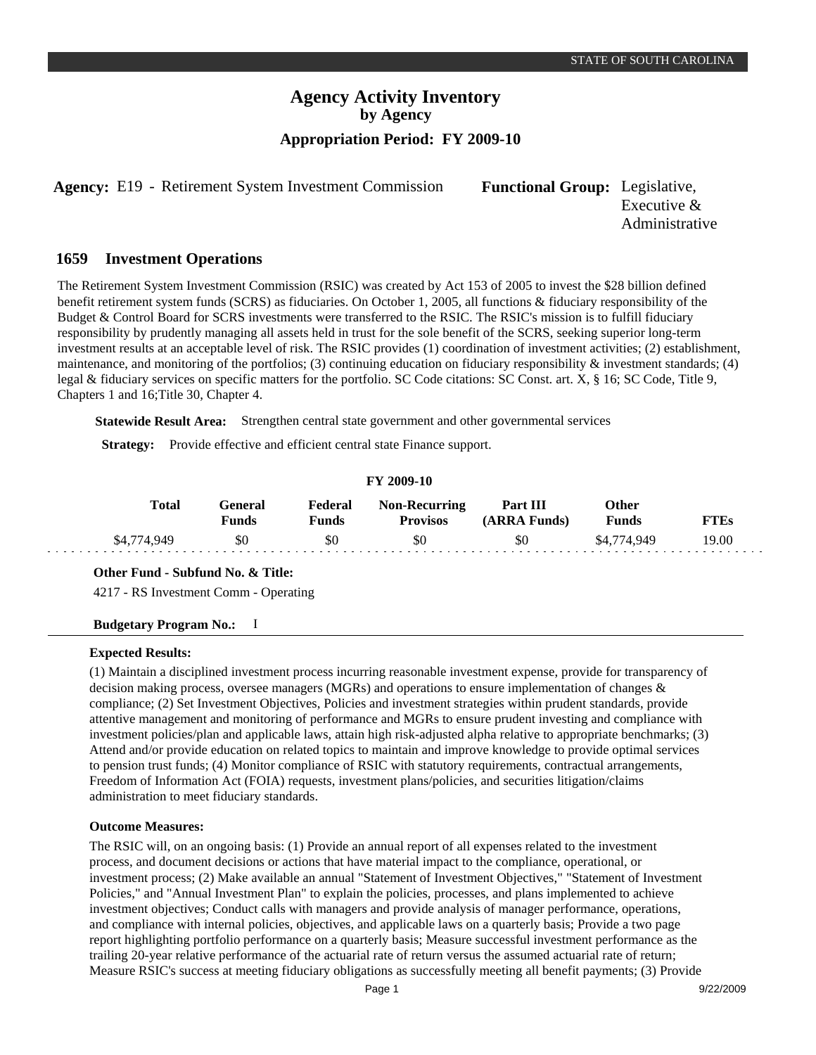STATE OF SOUTH CAROLINA

# Agency Activity Inventory
## by Agency
### Appropriation Period: FY 2009-10

**Agency:** E19 - Retirement System Investment Commission **Functional Group:** Legislative, Executive & Administrative

## 1659 Investment Operations

The Retirement System Investment Commission (RSIC) was created by Act 153 of 2005 to invest the $28 billion defined benefit retirement system funds (SCRS) as fiduciaries. On October 1, 2005, all functions & fiduciary responsibility of the Budget & Control Board for SCRS investments were transferred to the RSIC. The RSIC's mission is to fulfill fiduciary responsibility by prudently managing all assets held in trust for the sole benefit of the SCRS, seeking superior long-term investment results at an acceptable level of risk. The RSIC provides (1) coordination of investment activities; (2) establishment, maintenance, and monitoring of the portfolios; (3) continuing education on fiduciary responsibility & investment standards; (4) legal & fiduciary services on specific matters for the portfolio. SC Code citations: SC Const. art. X, § 16; SC Code, Title 9, Chapters 1 and 16;Title 30, Chapter 4.

**Statewide Result Area:** Strengthen central state government and other governmental services

**Strategy:** Provide effective and efficient central state Finance support.

**FY 2009-10**

| Total | General Funds | Federal Funds | Non-Recurring Provisos | Part III (ARRA Funds) | Other Funds | FTEs |
|---|---|---|---|---|---|---|
| $4,774,949 | $0 | $0 | $0 | $0 | $4,774,949 | 19.00 |

**Other Fund - Subfund No. & Title:**

4217 - RS Investment Comm - Operating

**Budgetary Program No.:** I

**Expected Results:**

(1) Maintain a disciplined investment process incurring reasonable investment expense, provide for transparency of decision making process, oversee managers (MGRs) and operations to ensure implementation of changes & compliance; (2) Set Investment Objectives, Policies and investment strategies within prudent standards, provide attentive management and monitoring of performance and MGRs to ensure prudent investing and compliance with investment policies/plan and applicable laws, attain high risk-adjusted alpha relative to appropriate benchmarks; (3) Attend and/or provide education on related topics to maintain and improve knowledge to provide optimal services to pension trust funds; (4) Monitor compliance of RSIC with statutory requirements, contractual arrangements, Freedom of Information Act (FOIA) requests, investment plans/policies, and securities litigation/claims administration to meet fiduciary standards.

**Outcome Measures:**

The RSIC will, on an ongoing basis: (1) Provide an annual report of all expenses related to the investment process, and document decisions or actions that have material impact to the compliance, operational, or investment process; (2) Make available an annual "Statement of Investment Objectives," "Statement of Investment Policies," and "Annual Investment Plan" to explain the policies, processes, and plans implemented to achieve investment objectives; Conduct calls with managers and provide analysis of manager performance, operations, and compliance with internal policies, objectives, and applicable laws on a quarterly basis; Provide a two page report highlighting portfolio performance on a quarterly basis; Measure successful investment performance as the trailing 20-year relative performance of the actuarial rate of return versus the assumed actuarial rate of return; Measure RSIC's success at meeting fiduciary obligations as successfully meeting all benefit payments; (3) Provide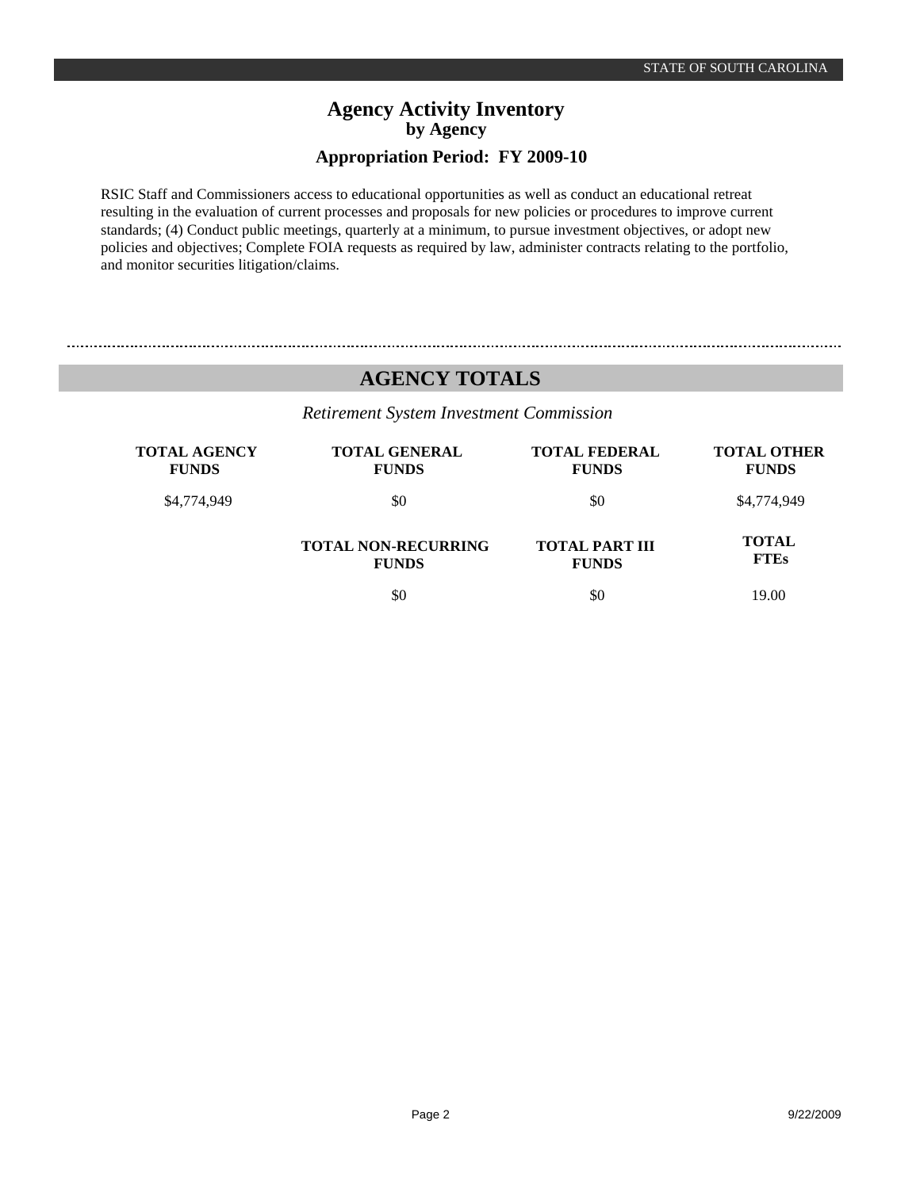# Agency Activity Inventory
## by Agency
### Appropriation Period: FY 2009-10

RSIC Staff and Commissioners access to educational opportunities as well as conduct an educational retreat resulting in the evaluation of current processes and proposals for new policies or procedures to improve current standards; (4) Conduct public meetings, quarterly at a minimum, to pursue investment objectives, or adopt new policies and objectives; Complete FOIA requests as required by law, administer contracts relating to the portfolio, and monitor securities litigation/claims.

## AGENCY TOTALS

*Retirement System Investment Commission*

| TOTAL AGENCY FUNDS | TOTAL GENERAL FUNDS | TOTAL FEDERAL FUNDS | TOTAL OTHER FUNDS |
|---|---|---|---|
| $4,774,949 | $0 | $0 | $4,774,949 |
| | **TOTAL NON-RECURRING FUNDS** | **TOTAL PART III FUNDS** | **TOTAL FTEs** |
| | $0 | $0 | 19.00 |